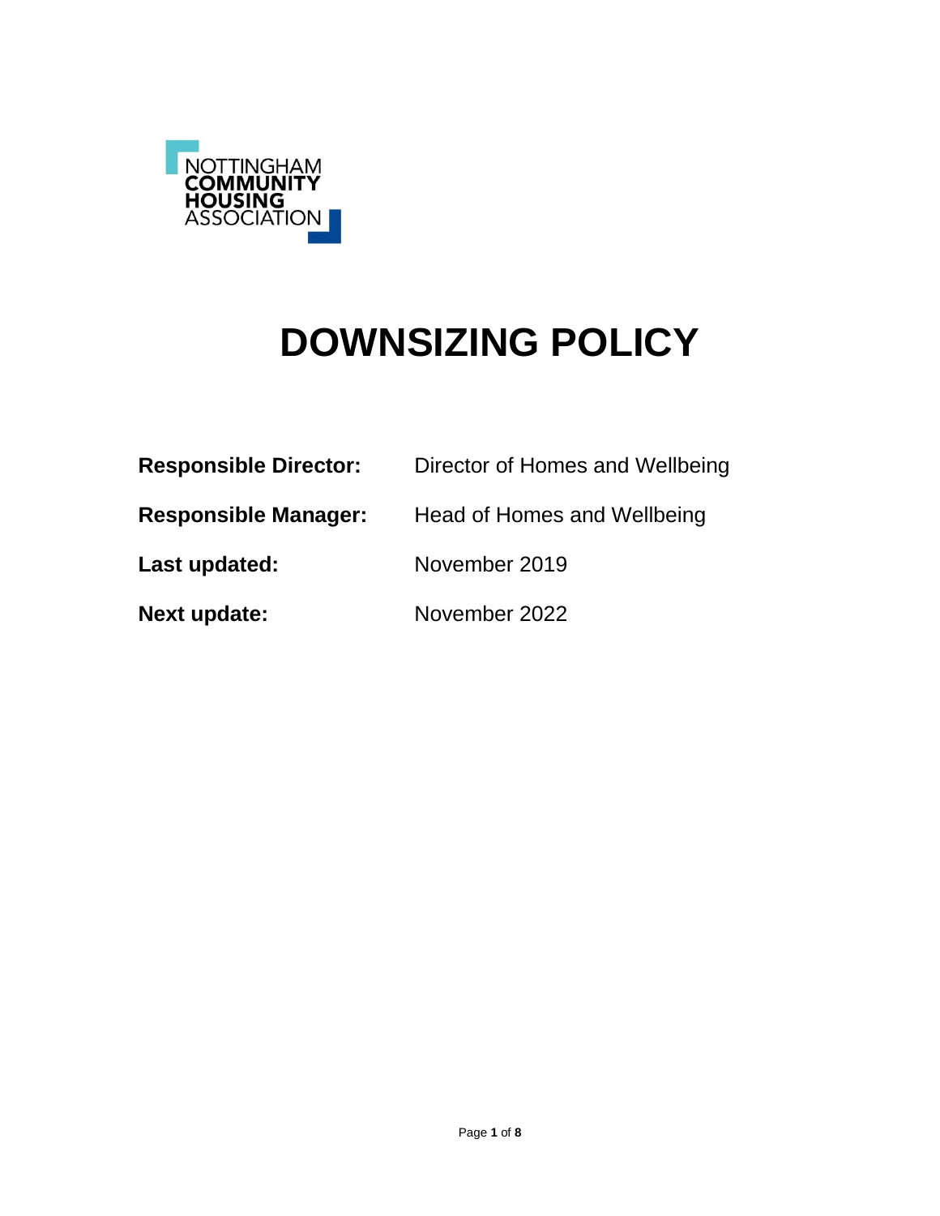NOTTINGHAM
COMMUNITY
HOUSING
ASSOCIATION

# DOWNSIZING POLICY

**Responsible Director:** Director of Homes and Wellbeing

**Responsible Manager:** Head of Homes and Wellbeing

**Last updated:** November 2019

**Next update:** November 2022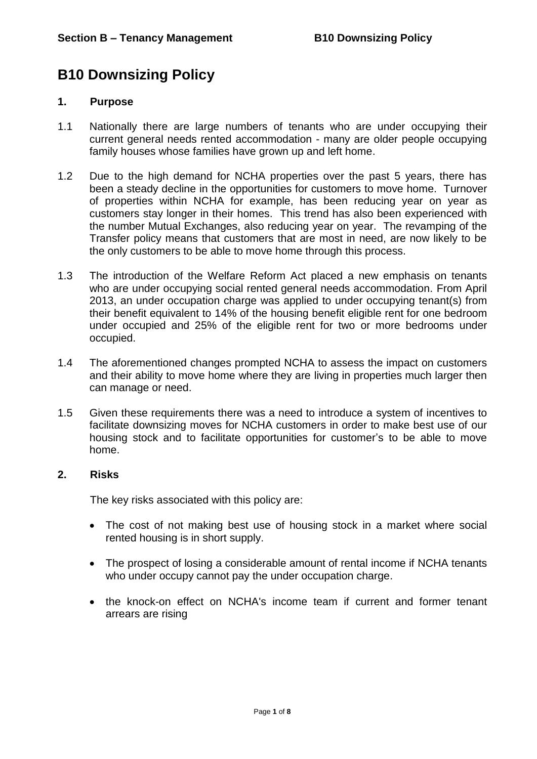# B10 Downsizing Policy

## 1. Purpose

1.1 Nationally there are large numbers of tenants who are under occupying their current general needs rented accommodation - many are older people occupying family houses whose families have grown up and left home.

1.2 Due to the high demand for NCHA properties over the past 5 years, there has been a steady decline in the opportunities for customers to move home. Turnover of properties within NCHA for example, has been reducing year on year as customers stay longer in their homes. This trend has also been experienced with the number Mutual Exchanges, also reducing year on year. The revamping of the Transfer policy means that customers that are most in need, are now likely to be the only customers to be able to move home through this process.

1.3 The introduction of the Welfare Reform Act placed a new emphasis on tenants who are under occupying social rented general needs accommodation. From April 2013, an under occupation charge was applied to under occupying tenant(s) from their benefit equivalent to 14% of the housing benefit eligible rent for one bedroom under occupied and 25% of the eligible rent for two or more bedrooms under occupied.

1.4 The aforementioned changes prompted NCHA to assess the impact on customers and their ability to move home where they are living in properties much larger then can manage or need.

1.5 Given these requirements there was a need to introduce a system of incentives to facilitate downsizing moves for NCHA customers in order to make best use of our housing stock and to facilitate opportunities for customer's to be able to move home.

## 2. Risks

The key risks associated with this policy are:

- The cost of not making best use of housing stock in a market where social rented housing is in short supply.
- The prospect of losing a considerable amount of rental income if NCHA tenants who under occupy cannot pay the under occupation charge.
- the knock-on effect on NCHA's income team if current and former tenant arrears are rising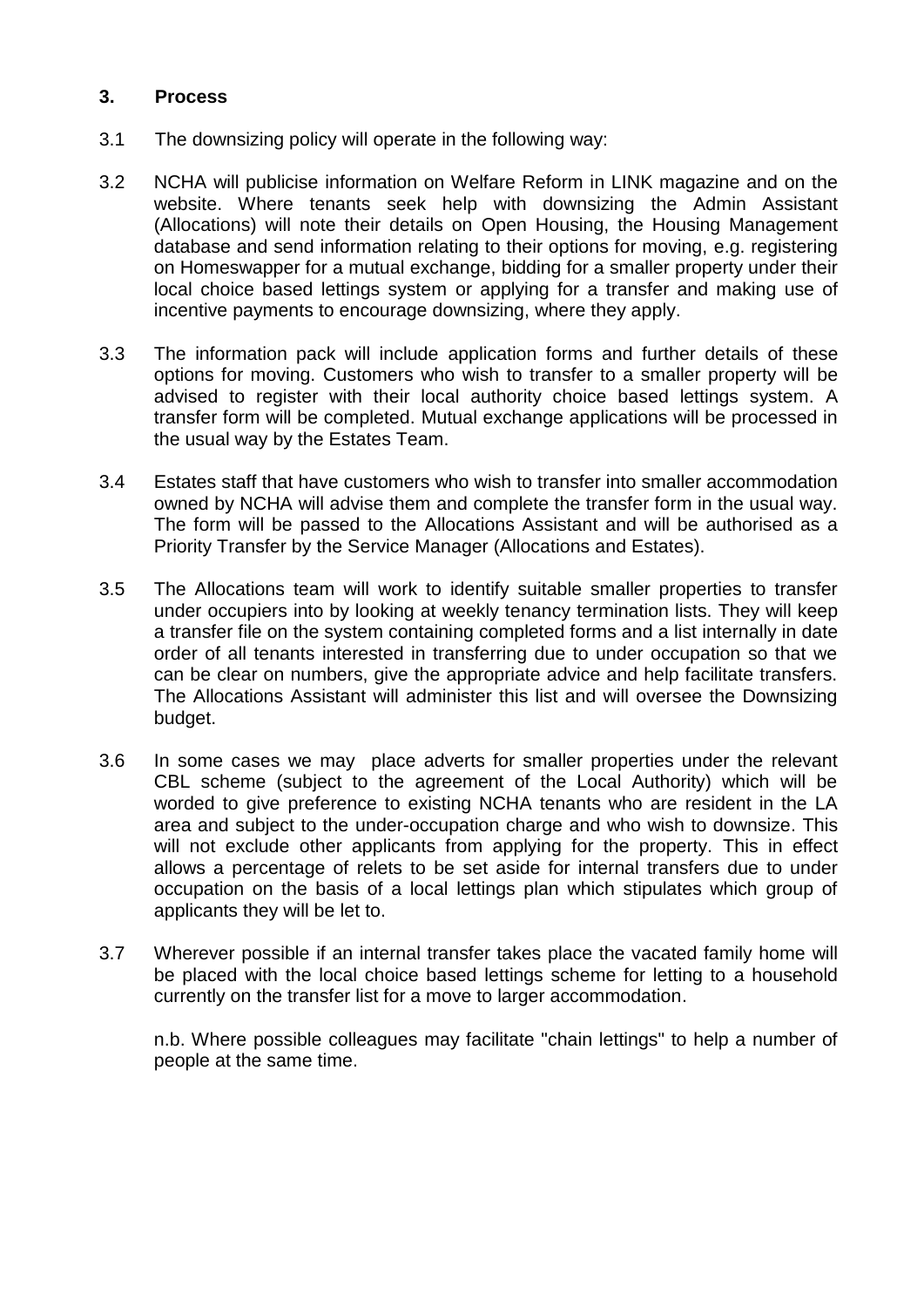## 3. Process

3.1 The downsizing policy will operate in the following way:

3.2 NCHA will publicise information on Welfare Reform in LINK magazine and on the website. Where tenants seek help with downsizing the Admin Assistant (Allocations) will note their details on Open Housing, the Housing Management database and send information relating to their options for moving, e.g. registering on Homeswapper for a mutual exchange, bidding for a smaller property under their local choice based lettings system or applying for a transfer and making use of incentive payments to encourage downsizing, where they apply.

3.3 The information pack will include application forms and further details of these options for moving. Customers who wish to transfer to a smaller property will be advised to register with their local authority choice based lettings system. A transfer form will be completed. Mutual exchange applications will be processed in the usual way by the Estates Team.

3.4 Estates staff that have customers who wish to transfer into smaller accommodation owned by NCHA will advise them and complete the transfer form in the usual way. The form will be passed to the Allocations Assistant and will be authorised as a Priority Transfer by the Service Manager (Allocations and Estates).

3.5 The Allocations team will work to identify suitable smaller properties to transfer under occupiers into by looking at weekly tenancy termination lists. They will keep a transfer file on the system containing completed forms and a list internally in date order of all tenants interested in transferring due to under occupation so that we can be clear on numbers, give the appropriate advice and help facilitate transfers. The Allocations Assistant will administer this list and will oversee the Downsizing budget.

3.6 In some cases we may place adverts for smaller properties under the relevant CBL scheme (subject to the agreement of the Local Authority) which will be worded to give preference to existing NCHA tenants who are resident in the LA area and subject to the under-occupation charge and who wish to downsize. This will not exclude other applicants from applying for the property. This in effect allows a percentage of relets to be set aside for internal transfers due to under occupation on the basis of a local lettings plan which stipulates which group of applicants they will be let to.

3.7 Wherever possible if an internal transfer takes place the vacated family home will be placed with the local choice based lettings scheme for letting to a household currently on the transfer list for a move to larger accommodation.

n.b. Where possible colleagues may facilitate "chain lettings" to help a number of people at the same time.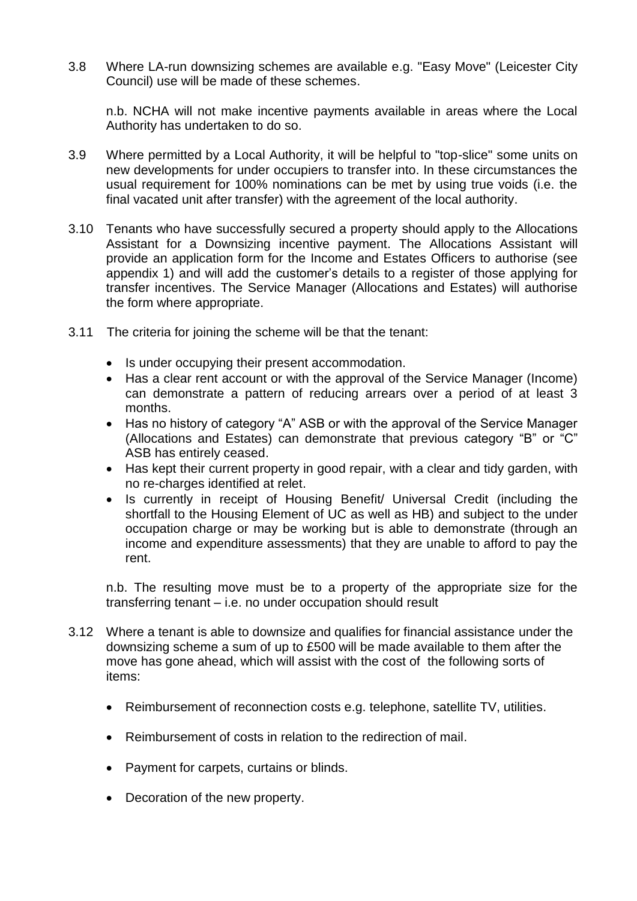3.8 Where LA-run downsizing schemes are available e.g. "Easy Move" (Leicester City Council) use will be made of these schemes.

n.b. NCHA will not make incentive payments available in areas where the Local Authority has undertaken to do so.

3.9 Where permitted by a Local Authority, it will be helpful to "top-slice" some units on new developments for under occupiers to transfer into. In these circumstances the usual requirement for 100% nominations can be met by using true voids (i.e. the final vacated unit after transfer) with the agreement of the local authority.

3.10 Tenants who have successfully secured a property should apply to the Allocations Assistant for a Downsizing incentive payment. The Allocations Assistant will provide an application form for the Income and Estates Officers to authorise (see appendix 1) and will add the customer's details to a register of those applying for transfer incentives. The Service Manager (Allocations and Estates) will authorise the form where appropriate.

3.11 The criteria for joining the scheme will be that the tenant:

- Is under occupying their present accommodation.
- Has a clear rent account or with the approval of the Service Manager (Income) can demonstrate a pattern of reducing arrears over a period of at least 3 months.
- Has no history of category "A" ASB or with the approval of the Service Manager (Allocations and Estates) can demonstrate that previous category "B" or "C" ASB has entirely ceased.
- Has kept their current property in good repair, with a clear and tidy garden, with no re-charges identified at relet.
- Is currently in receipt of Housing Benefit/ Universal Credit (including the shortfall to the Housing Element of UC as well as HB) and subject to the under occupation charge or may be working but is able to demonstrate (through an income and expenditure assessments) that they are unable to afford to pay the rent.

n.b. The resulting move must be to a property of the appropriate size for the transferring tenant – i.e. no under occupation should result

3.12 Where a tenant is able to downsize and qualifies for financial assistance under the downsizing scheme a sum of up to £500 will be made available to them after the move has gone ahead, which will assist with the cost of the following sorts of items:

- Reimbursement of reconnection costs e.g. telephone, satellite TV, utilities.
- Reimbursement of costs in relation to the redirection of mail.
- Payment for carpets, curtains or blinds.
- Decoration of the new property.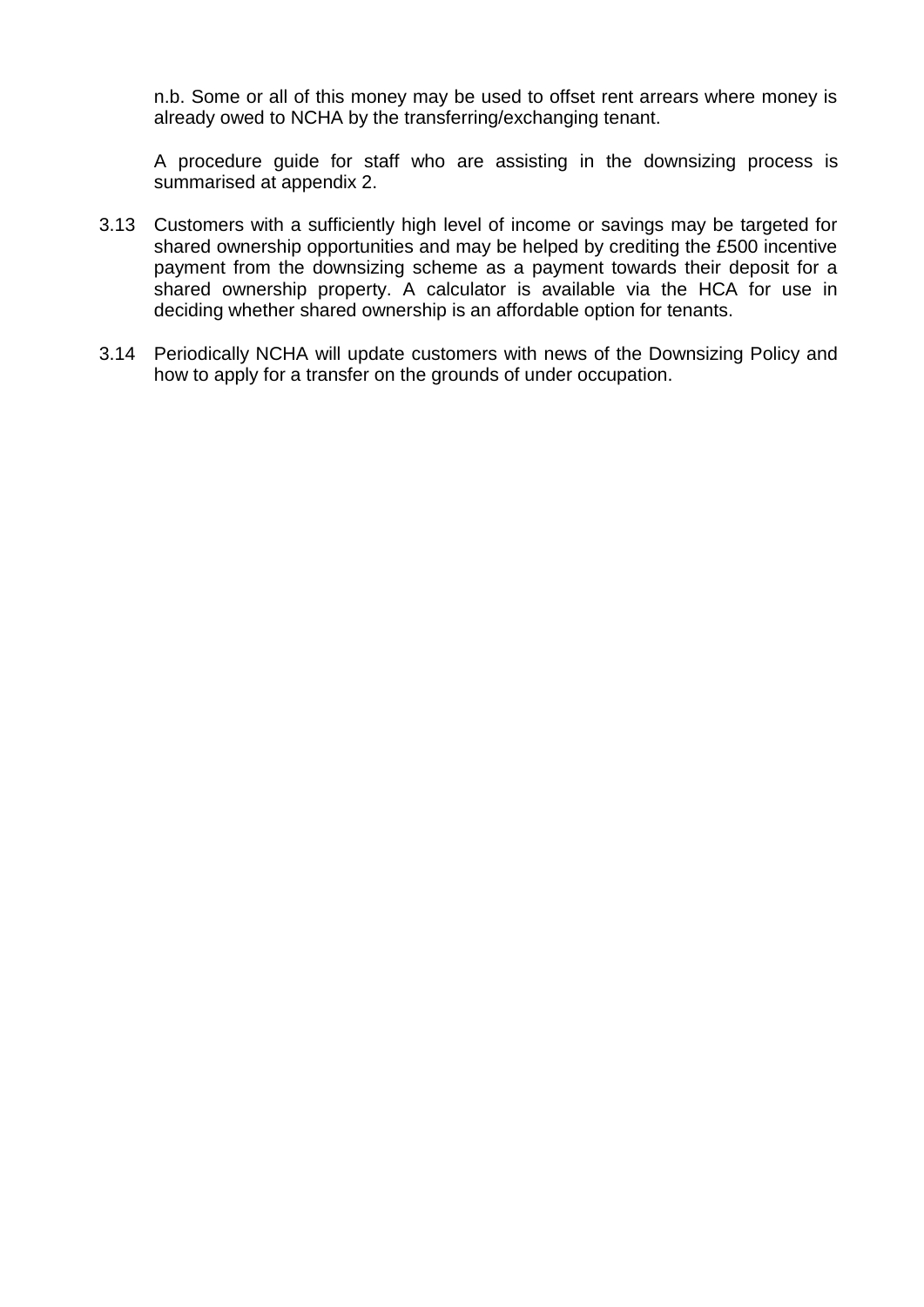n.b. Some or all of this money may be used to offset rent arrears where money is already owed to NCHA by the transferring/exchanging tenant.

A procedure guide for staff who are assisting in the downsizing process is summarised at appendix 2.

3.13 Customers with a sufficiently high level of income or savings may be targeted for shared ownership opportunities and may be helped by crediting the £500 incentive payment from the downsizing scheme as a payment towards their deposit for a shared ownership property. A calculator is available via the HCA for use in deciding whether shared ownership is an affordable option for tenants.

3.14 Periodically NCHA will update customers with news of the Downsizing Policy and how to apply for a transfer on the grounds of under occupation.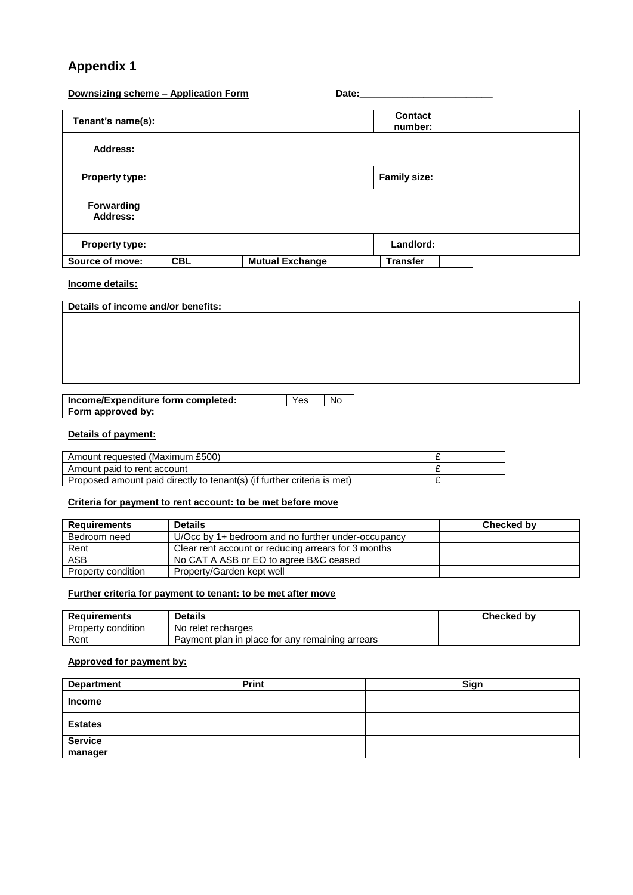# Appendix 1

**Downsizing scheme – Application Form** **Date:________________________**

| **Tenant's name(s):** | | | | **Contact number:** | |
|---|---|---|---|---|---|
| **Address:** | | | | | |
| **Property type:** | | | | **Family size:** | |
| **Forwarding Address:** | | | | | |
| **Property type:** | | | | **Landlord:** | |
| **Source of move:** | **CBL** | | **Mutual Exchange** | | **Transfer** |

**Income details:**

| **Details of income and/or benefits:** |
|---|
| |

| **Income/Expenditure form completed:** | Yes | No |
|---|---|---|
| **Form approved by:** | | |

**Details of payment:**

| Amount requested (Maximum £500) | £ |
|---|---|
| Amount paid to rent account | £ |
| Proposed amount paid directly to tenant(s) (if further criteria is met) | £ |

**Criteria for payment to rent account: to be met before move**

| **Requirements** | **Details** | **Checked by** |
|---|---|---|
| Bedroom need | U/Occ by 1+ bedroom and no further under-occupancy | |
| Rent | Clear rent account or reducing arrears for 3 months | |
| ASB | No CAT A ASB or EO to agree B&C ceased | |
| Property condition | Property/Garden kept well | |

**Further criteria for payment to tenant: to be met after move**

| **Requirements** | **Details** | **Checked by** |
|---|---|---|
| Property condition | No relet recharges | |
| Rent | Payment plan in place for any remaining arrears | |

**Approved for payment by:**

| **Department** | **Print** | **Sign** |
|---|---|---|
| **Income** | | |
| **Estates** | | |
| **Service manager** | | |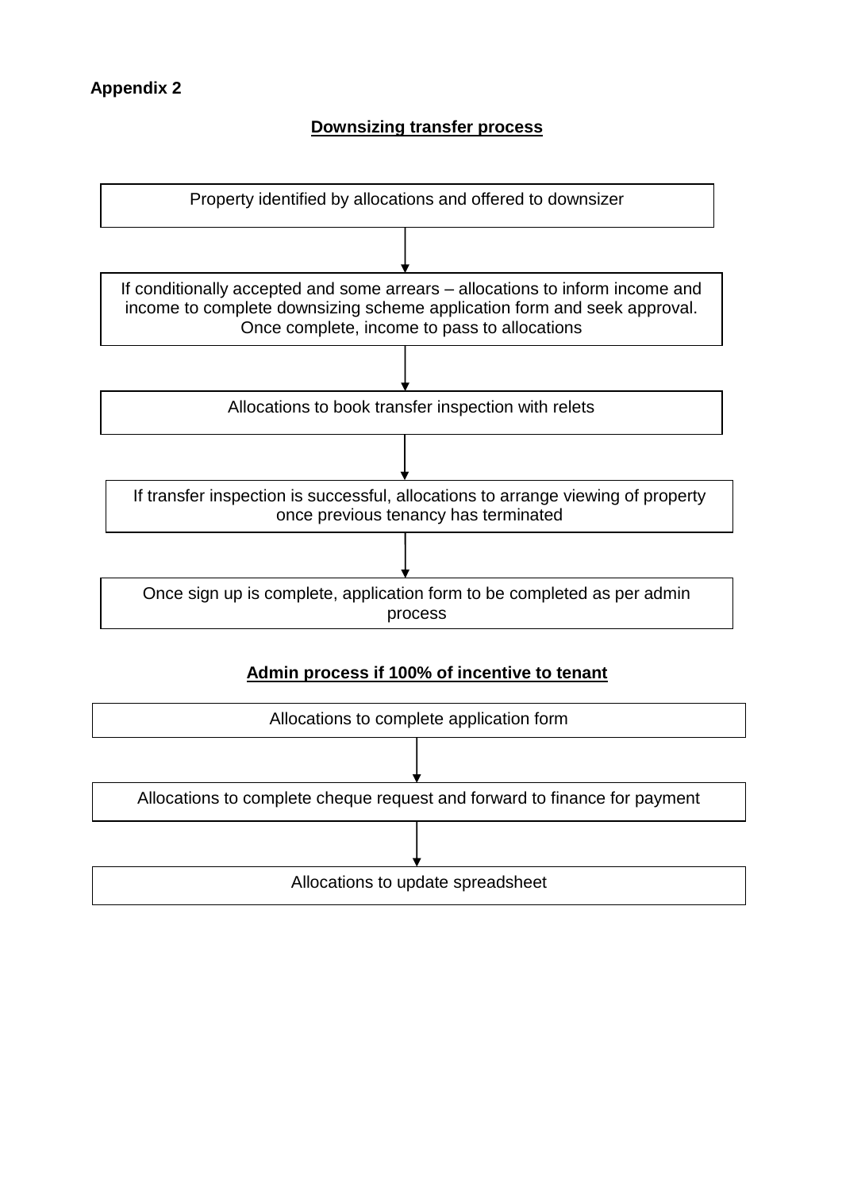**Appendix 2**

## Downsizing transfer process

Property identified by allocations and offered to downsizer

↓

If conditionally accepted and some arrears – allocations to inform income and income to complete downsizing scheme application form and seek approval. Once complete, income to pass to allocations

↓

Allocations to book transfer inspection with relets

↓

If transfer inspection is successful, allocations to arrange viewing of property once previous tenancy has terminated

↓

Once sign up is complete, application form to be completed as per admin process

## Admin process if 100% of incentive to tenant

Allocations to complete application form

↓

Allocations to complete cheque request and forward to finance for payment

↓

Allocations to update spreadsheet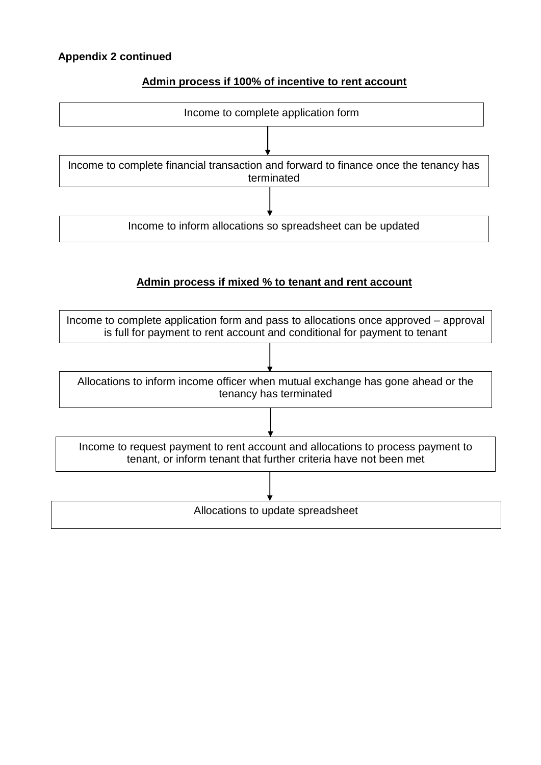**Appendix 2 continued**

**Admin process if 100% of incentive to rent account**

Income to complete application form

↓

Income to complete financial transaction and forward to finance once the tenancy has terminated

↓

Income to inform allocations so spreadsheet can be updated

**Admin process if mixed % to tenant and rent account**

Income to complete application form and pass to allocations once approved – approval is full for payment to rent account and conditional for payment to tenant

↓

Allocations to inform income officer when mutual exchange has gone ahead or the tenancy has terminated

↓

Income to request payment to rent account and allocations to process payment to tenant, or inform tenant that further criteria have not been met

↓

Allocations to update spreadsheet